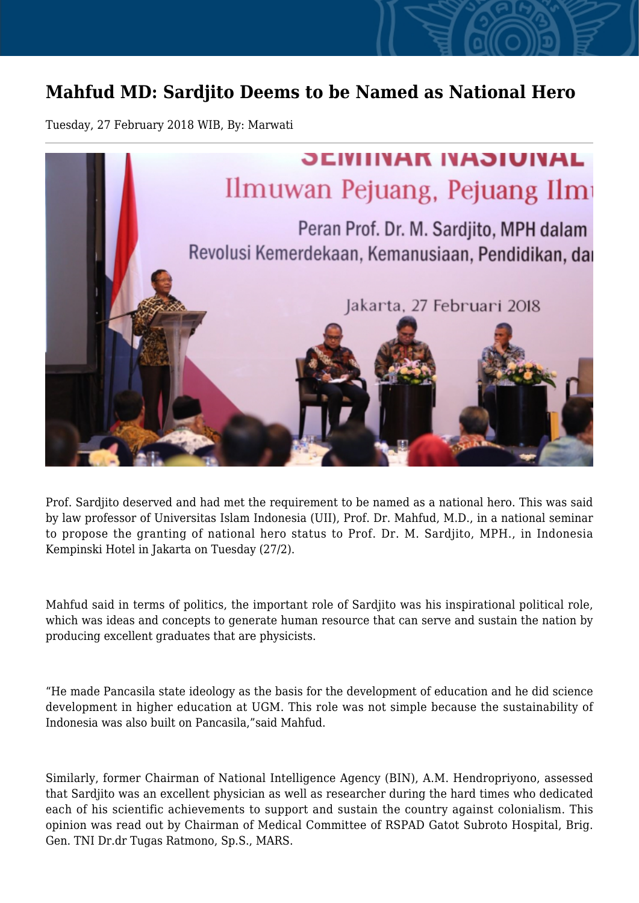# Mahfud MD: Sardjito Deems to be Named as National Hero

Tuesday, 27 February 2018 WIB, By: Marwati

Prof. Sardjito deserved and had met the requirement to be named as a national hero. This was said by law professor of Universitas Islam Indonesia (UII), Prof. Dr. Mahfud, M.D., in a national seminar to propose the granting of national hero status to Prof. Dr. M. Sardjito, MPH., in Indonesia Kempinski Hotel in Jakarta on Tuesday (27/2).

Mahfud said in terms of politics, the important role of Sardjito was his inspirational political role, which was ideas and concepts to generate human resource that can serve and sustain the nation by producing excellent graduates that are physicists.

“He made Pancasila state ideology as the basis for the development of education and he did science development in higher education at UGM. This role was not simple because the sustainability of Indonesia was also built on Pancasila,”said Mahfud.

Similarly, former Chairman of National Intelligence Agency (BIN), A.M. Hendropriyono, assessed that Sardjito was an excellent physician as well as researcher during the hard times who dedicated each of his scientific achievements to support and sustain the country against colonialism. This opinion was read out by Chairman of Medical Committee of RSPAD Gatot Subroto Hospital, Brig. Gen. TNI Dr.dr Tugas Ratmono, Sp.S., MARS.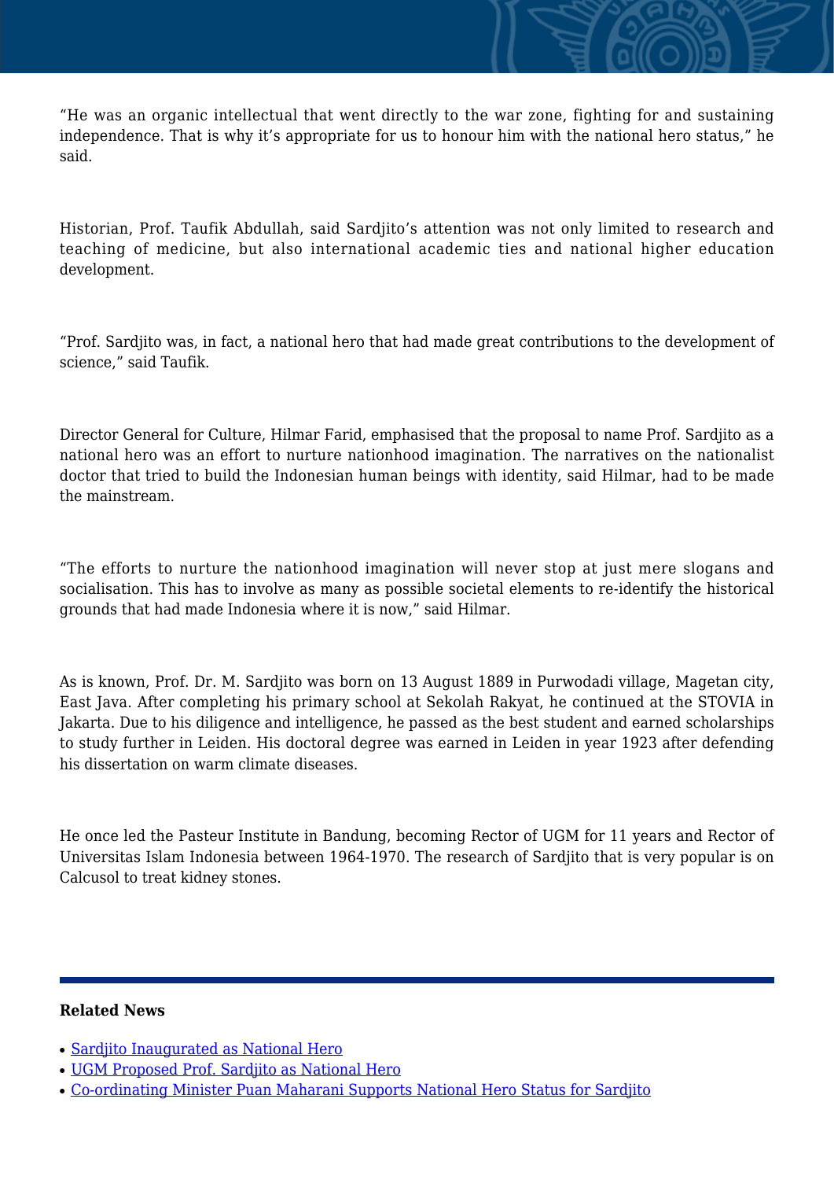“He was an organic intellectual that went directly to the war zone, fighting for and sustaining independence. That is why it’s appropriate for us to honour him with the national hero status,” he said.

Historian, Prof. Taufik Abdullah, said Sardjito’s attention was not only limited to research and teaching of medicine, but also international academic ties and national higher education development.

“Prof. Sardjito was, in fact, a national hero that had made great contributions to the development of science,” said Taufik.

Director General for Culture, Hilmar Farid, emphasised that the proposal to name Prof. Sardjito as a national hero was an effort to nurture nationhood imagination. The narratives on the nationalist doctor that tried to build the Indonesian human beings with identity, said Hilmar, had to be made the mainstream.

“The efforts to nurture the nationhood imagination will never stop at just mere slogans and socialisation. This has to involve as many as possible societal elements to re-identify the historical grounds that had made Indonesia where it is now,” said Hilmar.

As is known, Prof. Dr. M. Sardjito was born on 13 August 1889 in Purwodadi village, Magetan city, East Java. After completing his primary school at Sekolah Rakyat, he continued at the STOVIA in Jakarta. Due to his diligence and intelligence, he passed as the best student and earned scholarships to study further in Leiden. His doctoral degree was earned in Leiden in year 1923 after defending his dissertation on warm climate diseases.

He once led the Pasteur Institute in Bandung, becoming Rector of UGM for 11 years and Rector of Universitas Islam Indonesia between 1964-1970. The research of Sardjito that is very popular is on Calcusol to treat kidney stones.

---

**Related News**

- Sardjito Inaugurated as National Hero
- UGM Proposed Prof. Sardjito as National Hero
- Co-ordinating Minister Puan Maharani Supports National Hero Status for Sardjito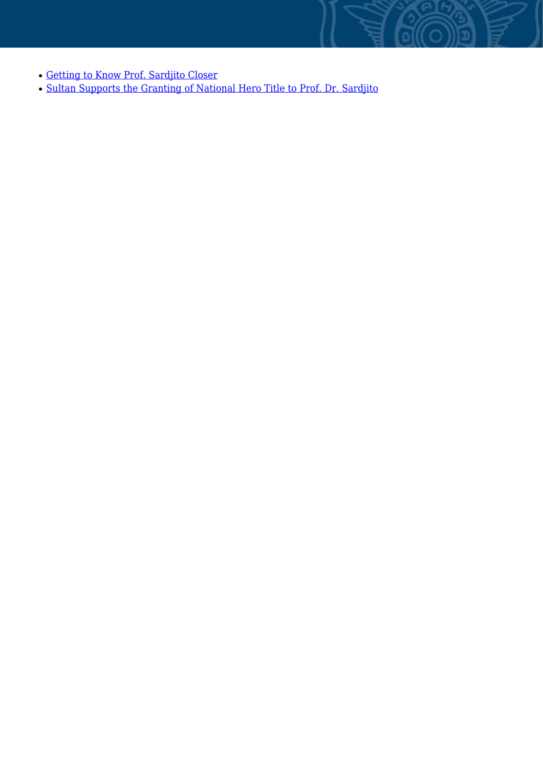- Getting to Know Prof. Sardjito Closer
- Sultan Supports the Granting of National Hero Title to Prof. Dr. Sardjito